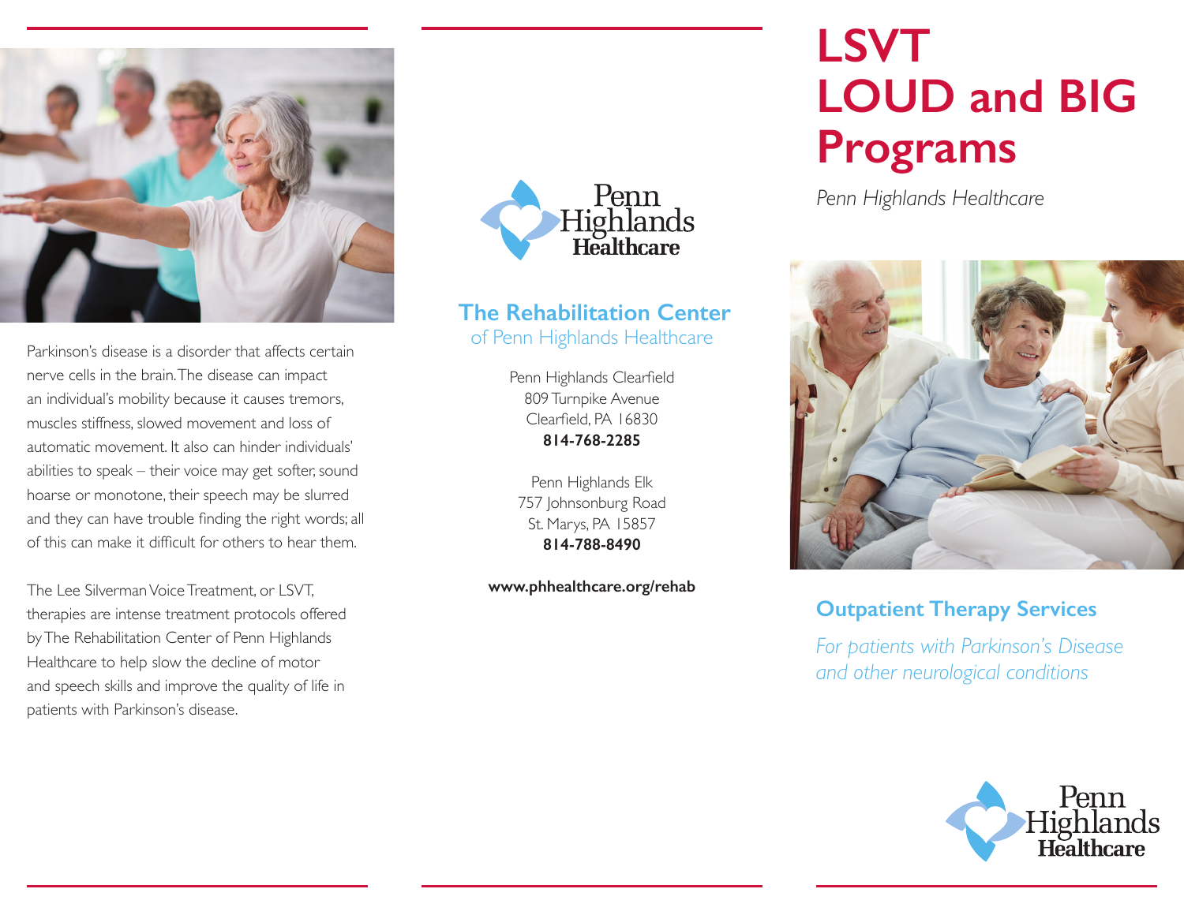Parkinson's disease is a disorder that affects certain nerve cells in the brain. The disease can impact an individual's mobility because it causes tremors, muscles stiffness, slowed movement and loss of automatic movement. It also can hinder individuals' abilities to speak – their voice may get softer, sound hoarse or monotone, their speech may be slurred and they can have trouble finding the right words; all of this can make it difficult for others to hear them.

The Lee Silverman Voice Treatment, or LSVT, therapies are intense treatment protocols offered by The Rehabilitation Center of Penn Highlands Healthcare to help slow the decline of motor and speech skills and improve the quality of life in patients with Parkinson's disease.

Penn Highlands Healthcare

## The Rehabilitation Center

of Penn Highlands Healthcare

Penn Highlands Clearfield
809 Turnpike Avenue
Clearfield, PA 16830
**814-768-2285**

Penn Highlands Elk
757 Johnsonburg Road
St. Marys, PA 15857
**814-788-8490**

**www.phhealthcare.org/rehab**

# LSVT LOUD and BIG Programs

*Penn Highlands Healthcare*

## Outpatient Therapy Services

*For patients with Parkinson's Disease and other neurological conditions*

Penn Highlands Healthcare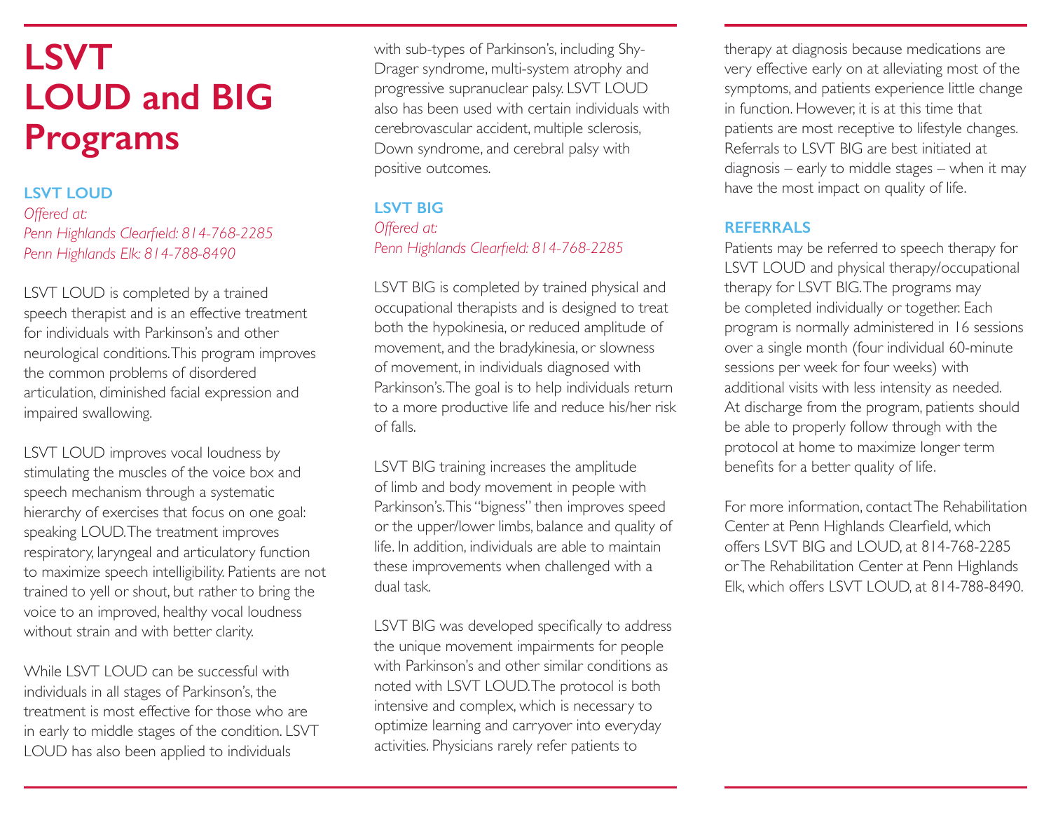# LSVT LOUD and BIG Programs

### LSVT LOUD

*Offered at:*
*Penn Highlands Clearfield: 814-768-2285*
*Penn Highlands Elk: 814-788-8490*

LSVT LOUD is completed by a trained speech therapist and is an effective treatment for individuals with Parkinson's and other neurological conditions. This program improves the common problems of disordered articulation, diminished facial expression and impaired swallowing.

LSVT LOUD improves vocal loudness by stimulating the muscles of the voice box and speech mechanism through a systematic hierarchy of exercises that focus on one goal: speaking LOUD. The treatment improves respiratory, laryngeal and articulatory function to maximize speech intelligibility. Patients are not trained to yell or shout, but rather to bring the voice to an improved, healthy vocal loudness without strain and with better clarity.

While LSVT LOUD can be successful with individuals in all stages of Parkinson's, the treatment is most effective for those who are in early to middle stages of the condition. LSVT LOUD has also been applied to individuals with sub-types of Parkinson's, including Shy-Drager syndrome, multi-system atrophy and progressive supranuclear palsy. LSVT LOUD also has been used with certain individuals with cerebrovascular accident, multiple sclerosis, Down syndrome, and cerebral palsy with positive outcomes.

### LSVT BIG

*Offered at:*
*Penn Highlands Clearfield: 814-768-2285*

LSVT BIG is completed by trained physical and occupational therapists and is designed to treat both the hypokinesia, or reduced amplitude of movement, and the bradykinesia, or slowness of movement, in individuals diagnosed with Parkinson's. The goal is to help individuals return to a more productive life and reduce his/her risk of falls.

LSVT BIG training increases the amplitude of limb and body movement in people with Parkinson's. This "bigness" then improves speed or the upper/lower limbs, balance and quality of life. In addition, individuals are able to maintain these improvements when challenged with a dual task.

LSVT BIG was developed specifically to address the unique movement impairments for people with Parkinson's and other similar conditions as noted with LSVT LOUD. The protocol is both intensive and complex, which is necessary to optimize learning and carryover into everyday activities. Physicians rarely refer patients to therapy at diagnosis because medications are very effective early on at alleviating most of the symptoms, and patients experience little change in function. However, it is at this time that patients are most receptive to lifestyle changes. Referrals to LSVT BIG are best initiated at diagnosis – early to middle stages – when it may have the most impact on quality of life.

### REFERRALS

Patients may be referred to speech therapy for LSVT LOUD and physical therapy/occupational therapy for LSVT BIG. The programs may be completed individually or together. Each program is normally administered in 16 sessions over a single month (four individual 60-minute sessions per week for four weeks) with additional visits with less intensity as needed. At discharge from the program, patients should be able to properly follow through with the protocol at home to maximize longer term benefits for a better quality of life.

For more information, contact The Rehabilitation Center at Penn Highlands Clearfield, which offers LSVT BIG and LOUD, at 814-768-2285 or The Rehabilitation Center at Penn Highlands Elk, which offers LSVT LOUD, at 814-788-8490.